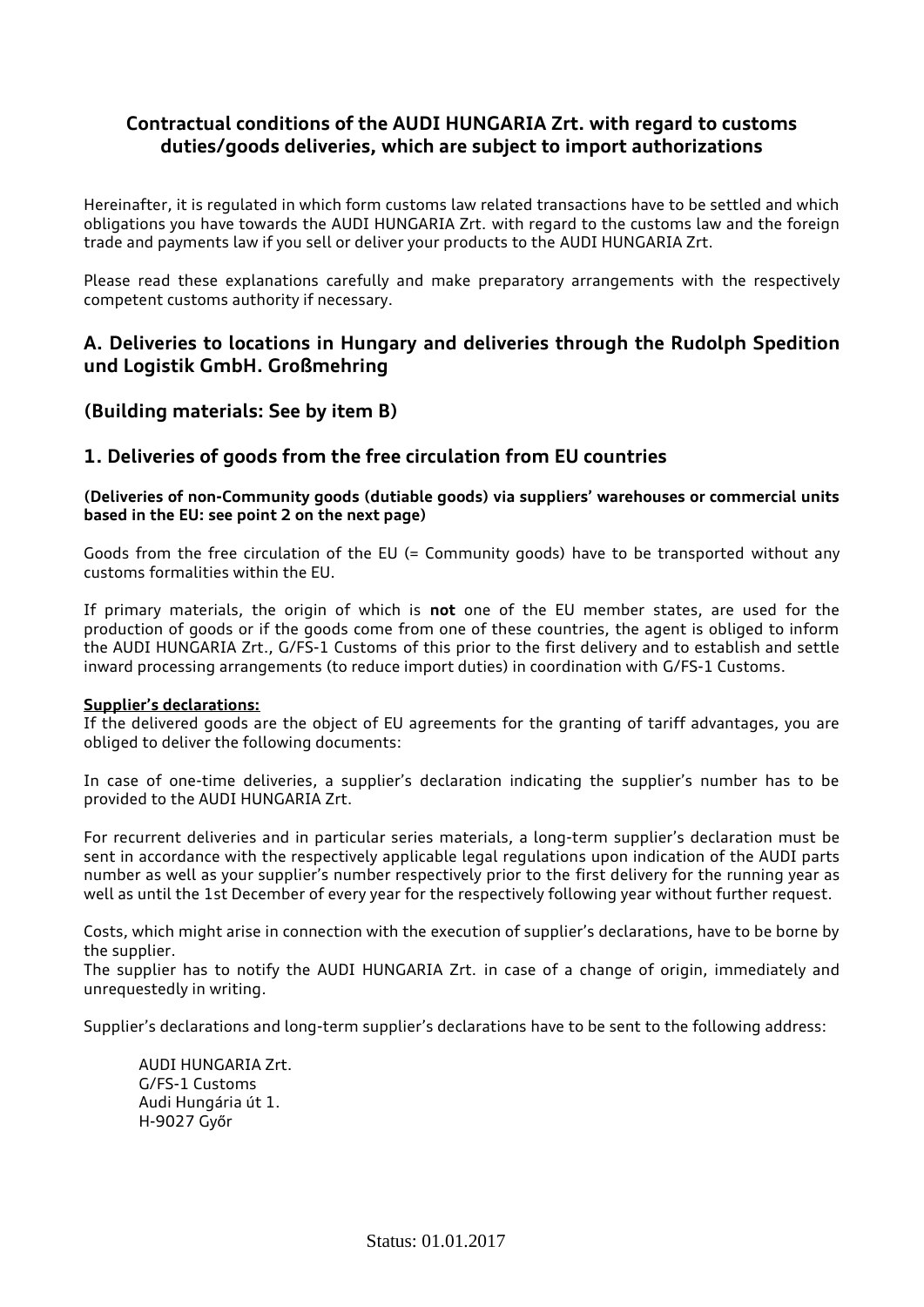## Contractual conditions of the AUDI HUNGARIA Zrt. with regard to customs duties/goods deliveries, which are subject to import authorizations

Hereinafter, it is regulated in which form customs law related transactions have to be settled and which obligations you have towards the AUDI HUNGARIA Zrt. with regard to the customs law and the foreign trade and payments law if you sell or deliver your products to the AUDI HUNGARIA Zrt.

Please read these explanations carefully and make preparatory arrangements with the respectively competent customs authority if necessary.

## A. Deliveries to locations in Hungary and deliveries through the Rudolph Spedition und Logistik GmbH. Großmehring

## (Building materials: See by item B)

## 1. Deliveries of goods from the free circulation from EU countries

**(Deliveries of non-Community goods (dutiable goods) via suppliers' warehouses or commercial units based in the EU: see point 2 on the next page)**

Goods from the free circulation of the EU (= Community goods) have to be transported without any customs formalities within the EU.

If primary materials, the origin of which is **not** one of the EU member states, are used for the production of goods or if the goods come from one of these countries, the agent is obliged to inform the AUDI HUNGARIA Zrt., G/FS-1 Customs of this prior to the first delivery and to establish and settle inward processing arrangements (to reduce import duties) in coordination with G/FS-1 Customs.

**Supplier's declarations:**

If the delivered goods are the object of EU agreements for the granting of tariff advantages, you are obliged to deliver the following documents:

In case of one-time deliveries, a supplier's declaration indicating the supplier's number has to be provided to the AUDI HUNGARIA Zrt.

For recurrent deliveries and in particular series materials, a long-term supplier's declaration must be sent in accordance with the respectively applicable legal regulations upon indication of the AUDI parts number as well as your supplier's number respectively prior to the first delivery for the running year as well as until the 1st December of every year for the respectively following year without further request.

Costs, which might arise in connection with the execution of supplier's declarations, have to be borne by the supplier.
The supplier has to notify the AUDI HUNGARIA Zrt. in case of a change of origin, immediately and unrequestedly in writing.

Supplier's declarations and long-term supplier's declarations have to be sent to the following address:

AUDI HUNGARIA Zrt.
G/FS-1 Customs
Audi Hungária út 1.
H-9027 Győr

Status: 01.01.2017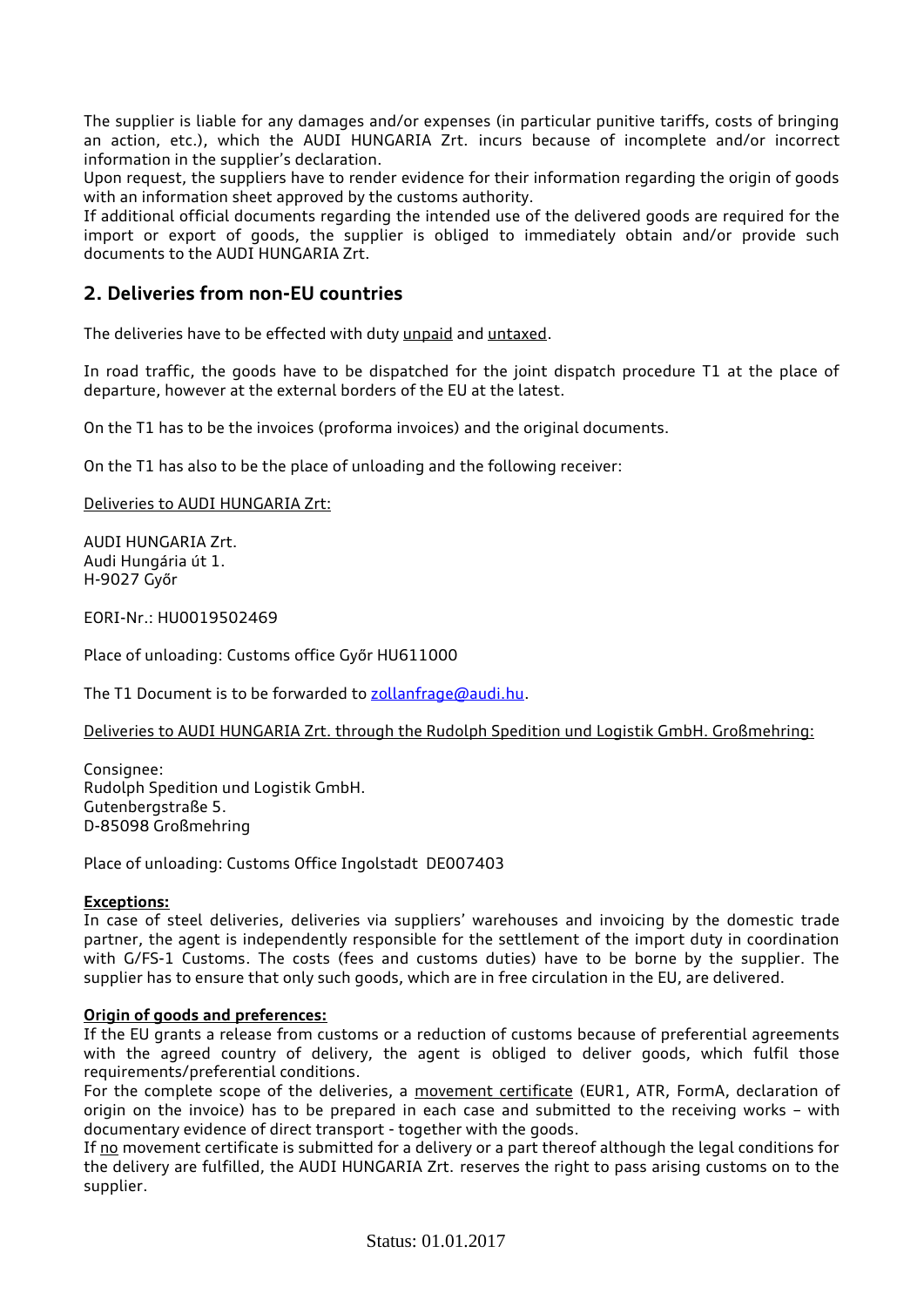The supplier is liable for any damages and/or expenses (in particular punitive tariffs, costs of bringing an action, etc.), which the AUDI HUNGARIA Zrt. incurs because of incomplete and/or incorrect information in the supplier's declaration.
Upon request, the suppliers have to render evidence for their information regarding the origin of goods with an information sheet approved by the customs authority.
If additional official documents regarding the intended use of the delivered goods are required for the import or export of goods, the supplier is obliged to immediately obtain and/or provide such documents to the AUDI HUNGARIA Zrt.

## 2. Deliveries from non-EU countries

The deliveries have to be effected with duty unpaid and untaxed.

In road traffic, the goods have to be dispatched for the joint dispatch procedure T1 at the place of departure, however at the external borders of the EU at the latest.

On the T1 has to be the invoices (proforma invoices) and the original documents.

On the T1 has also to be the place of unloading and the following receiver:

Deliveries to AUDI HUNGARIA Zrt:

AUDI HUNGARIA Zrt.
Audi Hungária út 1.
H-9027 Győr

EORI-Nr.: HU0019502469

Place of unloading: Customs office Győr HU611000

The T1 Document is to be forwarded to zollanfrage@audi.hu.

Deliveries to AUDI HUNGARIA Zrt. through the Rudolph Spedition und Logistik GmbH. Großmehring:

Consignee:
Rudolph Spedition und Logistik GmbH.
Gutenbergstraße 5.
D-85098 Großmehring

Place of unloading: Customs Office Ingolstadt DE007403

**Exceptions:**
In case of steel deliveries, deliveries via suppliers' warehouses and invoicing by the domestic trade partner, the agent is independently responsible for the settlement of the import duty in coordination with G/FS-1 Customs. The costs (fees and customs duties) have to be borne by the supplier. The supplier has to ensure that only such goods, which are in free circulation in the EU, are delivered.

**Origin of goods and preferences:**
If the EU grants a release from customs or a reduction of customs because of preferential agreements with the agreed country of delivery, the agent is obliged to deliver goods, which fulfil those requirements/preferential conditions.
For the complete scope of the deliveries, a movement certificate (EUR1, ATR, FormA, declaration of origin on the invoice) has to be prepared in each case and submitted to the receiving works – with documentary evidence of direct transport - together with the goods.
If no movement certificate is submitted for a delivery or a part thereof although the legal conditions for the delivery are fulfilled, the AUDI HUNGARIA Zrt. reserves the right to pass arising customs on to the supplier.

Status: 01.01.2017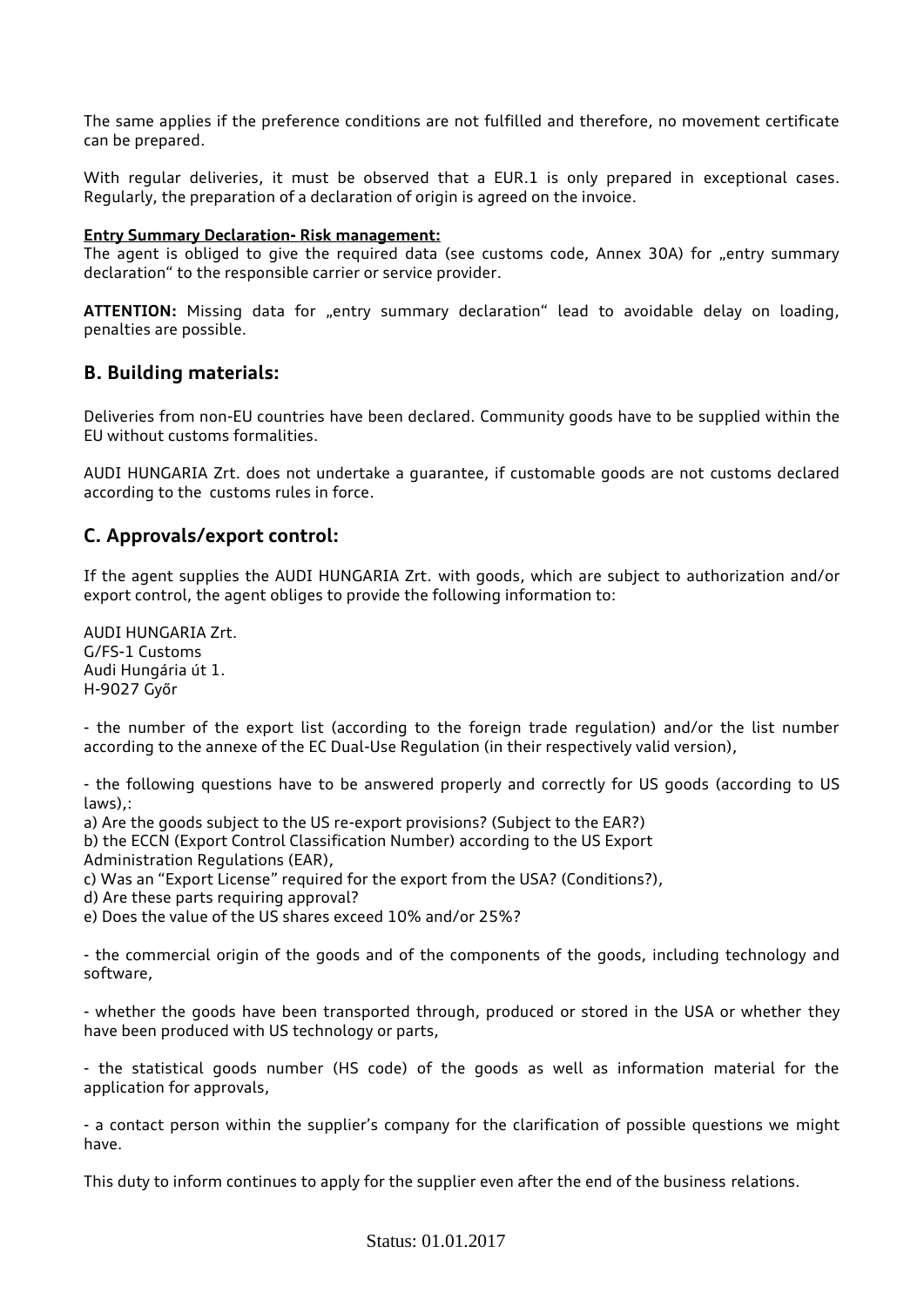The same applies if the preference conditions are not fulfilled and therefore, no movement certificate can be prepared.

With regular deliveries, it must be observed that a EUR.1 is only prepared in exceptional cases. Regularly, the preparation of a declaration of origin is agreed on the invoice.

**Entry Summary Declaration- Risk management:**
The agent is obliged to give the required data (see customs code, Annex 30A) for „entry summary declaration“ to the responsible carrier or service provider.

**ATTENTION:** Missing data for „entry summary declaration“ lead to avoidable delay on loading, penalties are possible.

## B. Building materials:

Deliveries from non-EU countries have been declared. Community goods have to be supplied within the EU without customs formalities.

AUDI HUNGARIA Zrt. does not undertake a guarantee, if customable goods are not customs declared according to the customs rules in force.

## C. Approvals/export control:

If the agent supplies the AUDI HUNGARIA Zrt. with goods, which are subject to authorization and/or export control, the agent obliges to provide the following information to:

AUDI HUNGARIA Zrt.
G/FS-1 Customs
Audi Hungária út 1.
H-9027 Győr

- the number of the export list (according to the foreign trade regulation) and/or the list number according to the annexe of the EC Dual-Use Regulation (in their respectively valid version),

- the following questions have to be answered properly and correctly for US goods (according to US laws),:
a) Are the goods subject to the US re-export provisions? (Subject to the EAR?)
b) the ECCN (Export Control Classification Number) according to the US Export Administration Regulations (EAR),
c) Was an "Export License" required for the export from the USA? (Conditions?),
d) Are these parts requiring approval?
e) Does the value of the US shares exceed 10% and/or 25%?

- the commercial origin of the goods and of the components of the goods, including technology and software,

- whether the goods have been transported through, produced or stored in the USA or whether they have been produced with US technology or parts,

- the statistical goods number (HS code) of the goods as well as information material for the application for approvals,

- a contact person within the supplier's company for the clarification of possible questions we might have.

This duty to inform continues to apply for the supplier even after the end of the business relations.

Status: 01.01.2017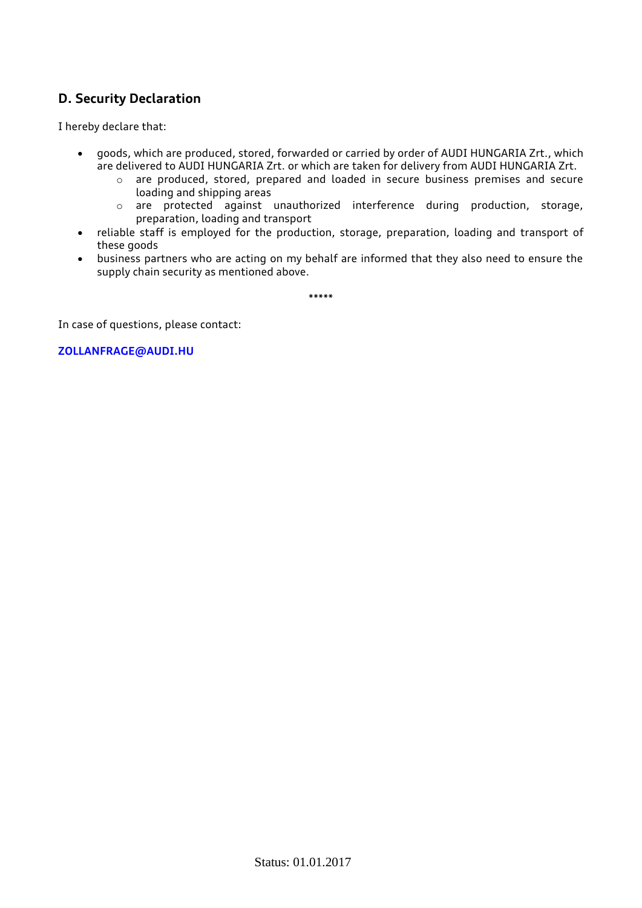## D. Security Declaration

I hereby declare that:

- goods, which are produced, stored, forwarded or carried by order of AUDI HUNGARIA Zrt., which are delivered to AUDI HUNGARIA Zrt. or which are taken for delivery from AUDI HUNGARIA Zrt.
  - are produced, stored, prepared and loaded in secure business premises and secure loading and shipping areas
  - are protected against unauthorized interference during production, storage, preparation, loading and transport
- reliable staff is employed for the production, storage, preparation, loading and transport of these goods
- business partners who are acting on my behalf are informed that they also need to ensure the supply chain security as mentioned above.

*****

In case of questions, please contact:

**ZOLLANFRAGE@AUDI.HU**

Status: 01.01.2017